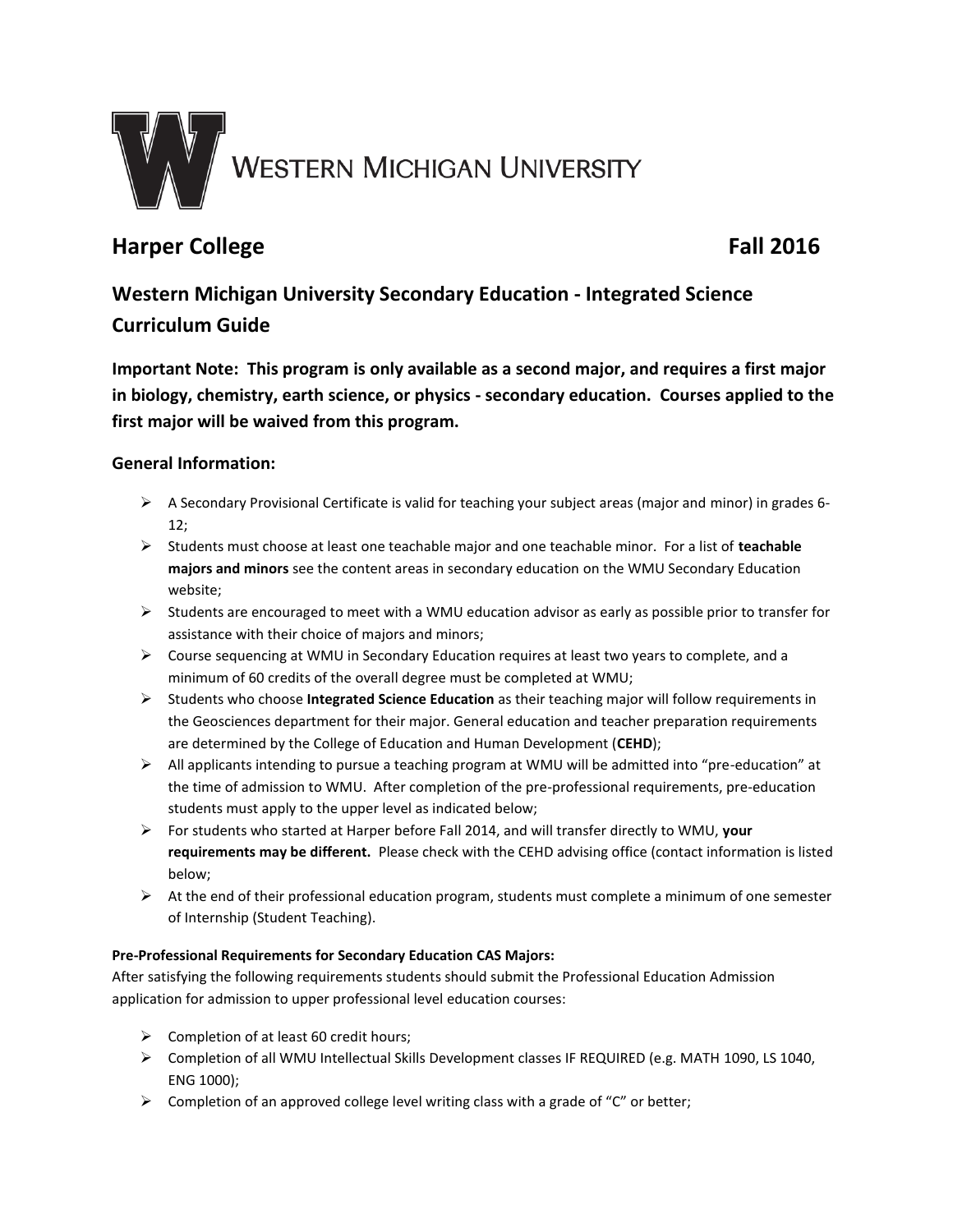Western Michigan University

## Harper College Fall 2016

## Western Michigan University Secondary Education - Integrated Science Curriculum Guide

**Important Note: This program is only available as a second major, and requires a first major in biology, chemistry, earth science, or physics - secondary education. Courses applied to the first major will be waived from this program.**

### General Information:

- A Secondary Provisional Certificate is valid for teaching your subject areas (major and minor) in grades 6-12;
- Students must choose at least one teachable major and one teachable minor. For a list of **teachable majors and minors** see the content areas in secondary education on the WMU Secondary Education website;
- Students are encouraged to meet with a WMU education advisor as early as possible prior to transfer for assistance with their choice of majors and minors;
- Course sequencing at WMU in Secondary Education requires at least two years to complete, and a minimum of 60 credits of the overall degree must be completed at WMU;
- Students who choose **Integrated Science Education** as their teaching major will follow requirements in the Geosciences department for their major. General education and teacher preparation requirements are determined by the College of Education and Human Development (**CEHD**);
- All applicants intending to pursue a teaching program at WMU will be admitted into "pre-education" at the time of admission to WMU. After completion of the pre-professional requirements, pre-education students must apply to the upper level as indicated below;
- For students who started at Harper before Fall 2014, and will transfer directly to WMU, **your requirements may be different.** Please check with the CEHD advising office (contact information is listed below;
- At the end of their professional education program, students must complete a minimum of one semester of Internship (Student Teaching).

**Pre-Professional Requirements for Secondary Education CAS Majors:**

After satisfying the following requirements students should submit the Professional Education Admission application for admission to upper professional level education courses:

- Completion of at least 60 credit hours;
- Completion of all WMU Intellectual Skills Development classes IF REQUIRED (e.g. MATH 1090, LS 1040, ENG 1000);
- Completion of an approved college level writing class with a grade of "C" or better;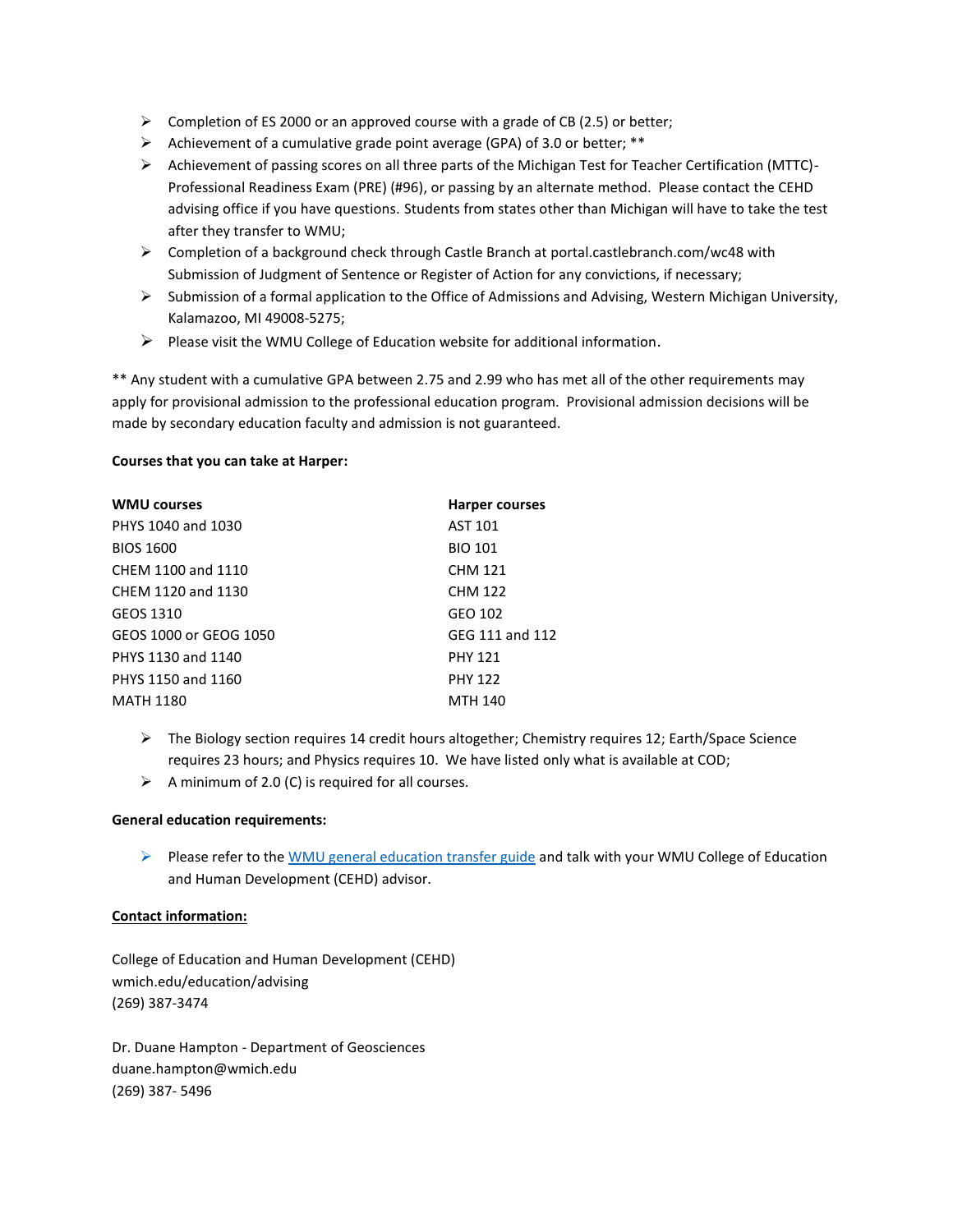- Completion of ES 2000 or an approved course with a grade of CB (2.5) or better;
- Achievement of a cumulative grade point average (GPA) of 3.0 or better; **
- Achievement of passing scores on all three parts of the Michigan Test for Teacher Certification (MTTC)-Professional Readiness Exam (PRE) (#96), or passing by an alternate method. Please contact the CEHD advising office if you have questions. Students from states other than Michigan will have to take the test after they transfer to WMU;
- Completion of a background check through Castle Branch at portal.castlebranch.com/wc48 with Submission of Judgment of Sentence or Register of Action for any convictions, if necessary;
- Submission of a formal application to the Office of Admissions and Advising, Western Michigan University, Kalamazoo, MI 49008-5275;
- Please visit the WMU College of Education website for additional information.

** Any student with a cumulative GPA between 2.75 and 2.99 who has met all of the other requirements may apply for provisional admission to the professional education program. Provisional admission decisions will be made by secondary education faculty and admission is not guaranteed.

**Courses that you can take at Harper:**

| WMU courses | Harper courses |
|---|---|
| PHYS 1040 and 1030 | AST 101 |
| BIOS 1600 | BIO 101 |
| CHEM 1100 and 1110 | CHM 121 |
| CHEM 1120 and 1130 | CHM 122 |
| GEOS 1310 | GEO 102 |
| GEOS 1000 or GEOG 1050 | GEG 111 and 112 |
| PHYS 1130 and 1140 | PHY 121 |
| PHYS 1150 and 1160 | PHY 122 |
| MATH 1180 | MTH 140 |

- The Biology section requires 14 credit hours altogether; Chemistry requires 12; Earth/Space Science requires 23 hours; and Physics requires 10. We have listed only what is available at COD;
- A minimum of 2.0 (C) is required for all courses.

**General education requirements:**

- Please refer to the WMU general education transfer guide and talk with your WMU College of Education and Human Development (CEHD) advisor.

**Contact information:**

College of Education and Human Development (CEHD)
wmich.edu/education/advising
(269) 387-3474

Dr. Duane Hampton - Department of Geosciences
duane.hampton@wmich.edu
(269) 387- 5496